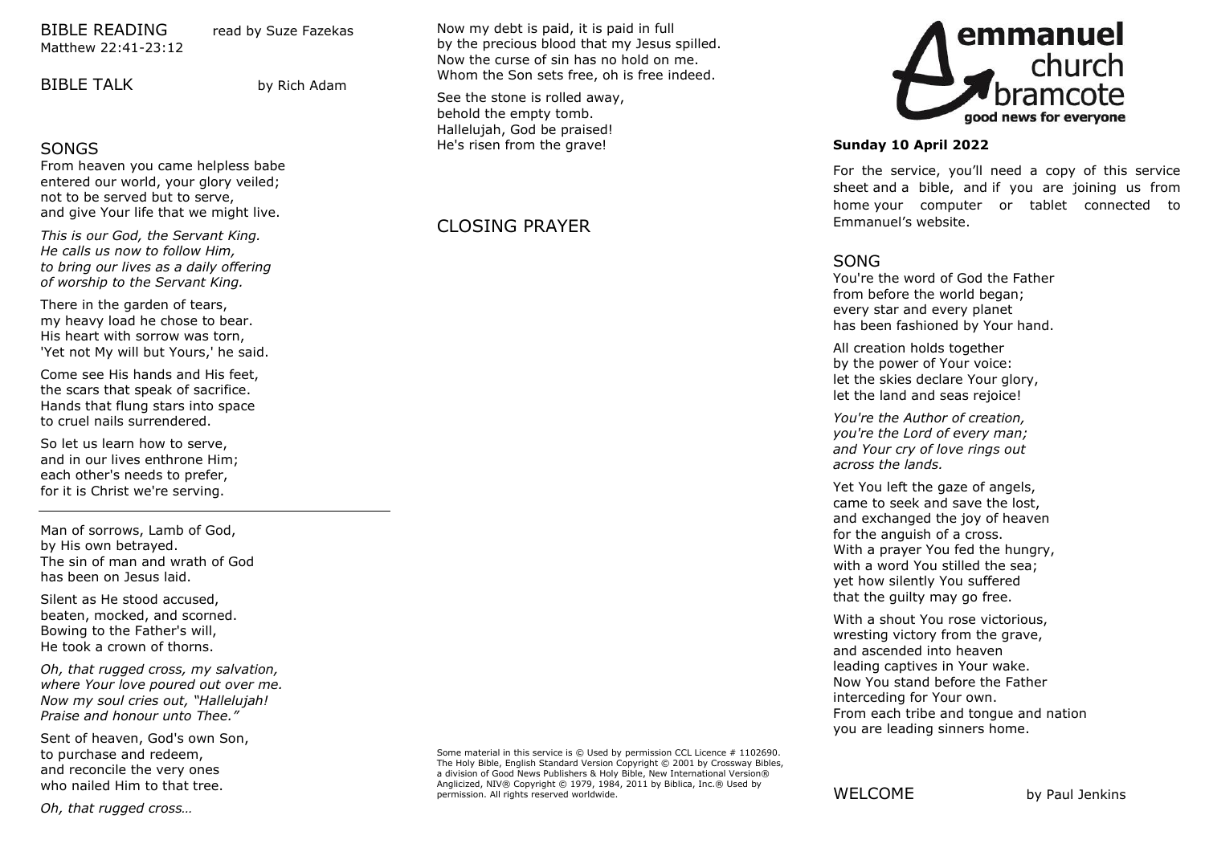BIBLE READING read by Suze Fazekas
Matthew 22:41-23:12

BIBLE TALK by Rich Adam

## SONGS

From heaven you came helpless babe
entered our world, your glory veiled;
not to be served but to serve,
and give Your life that we might live.

*This is our God, the Servant King.*
*He calls us now to follow Him,*
*to bring our lives as a daily offering*
*of worship to the Servant King.*

There in the garden of tears,
my heavy load he chose to bear.
His heart with sorrow was torn,
'Yet not My will but Yours,' he said.

Come see His hands and His feet,
the scars that speak of sacrifice.
Hands that flung stars into space
to cruel nails surrendered.

So let us learn how to serve,
and in our lives enthrone Him;
each other's needs to prefer,
for it is Christ we're serving.

---

Man of sorrows, Lamb of God,
by His own betrayed.
The sin of man and wrath of God
has been on Jesus laid.

Silent as He stood accused,
beaten, mocked, and scorned.
Bowing to the Father's will,
He took a crown of thorns.

*Oh, that rugged cross, my salvation,*
*where Your love poured out over me.*
*Now my soul cries out, "Hallelujah!*
*Praise and honour unto Thee."*

Sent of heaven, God's own Son,
to purchase and redeem,
and reconcile the very ones
who nailed Him to that tree.

*Oh, that rugged cross…*

Now my debt is paid, it is paid in full
by the precious blood that my Jesus spilled.
Now the curse of sin has no hold on me.
Whom the Son sets free, oh is free indeed.

See the stone is rolled away,
behold the empty tomb.
Hallelujah, God be praised!
He's risen from the grave!

## CLOSING PRAYER

Some material in this service is © Used by permission CCL Licence # 1102690. The Holy Bible, English Standard Version Copyright © 2001 by Crossway Bibles, a division of Good News Publishers & Holy Bible, New International Version® Anglicized, NIV® Copyright © 1979, 1984, 2011 by Biblica, Inc.® Used by permission. All rights reserved worldwide.

# emmanuel church bramcote

good news for everyone

**Sunday 10 April 2022**

For the service, you'll need a copy of this service sheet and a bible, and if you are joining us from home your computer or tablet connected to Emmanuel's website.

## SONG

You're the word of God the Father
from before the world began;
every star and every planet
has been fashioned by Your hand.

All creation holds together
by the power of Your voice:
let the skies declare Your glory,
let the land and seas rejoice!

*You're the Author of creation,*
*you're the Lord of every man;*
*and Your cry of love rings out*
*across the lands.*

Yet You left the gaze of angels,
came to seek and save the lost,
and exchanged the joy of heaven
for the anguish of a cross.
With a prayer You fed the hungry,
with a word You stilled the sea;
yet how silently You suffered
that the guilty may go free.

With a shout You rose victorious,
wresting victory from the grave,
and ascended into heaven
leading captives in Your wake.
Now You stand before the Father
interceding for Your own.
From each tribe and tongue and nation
you are leading sinners home.

WELCOME by Paul Jenkins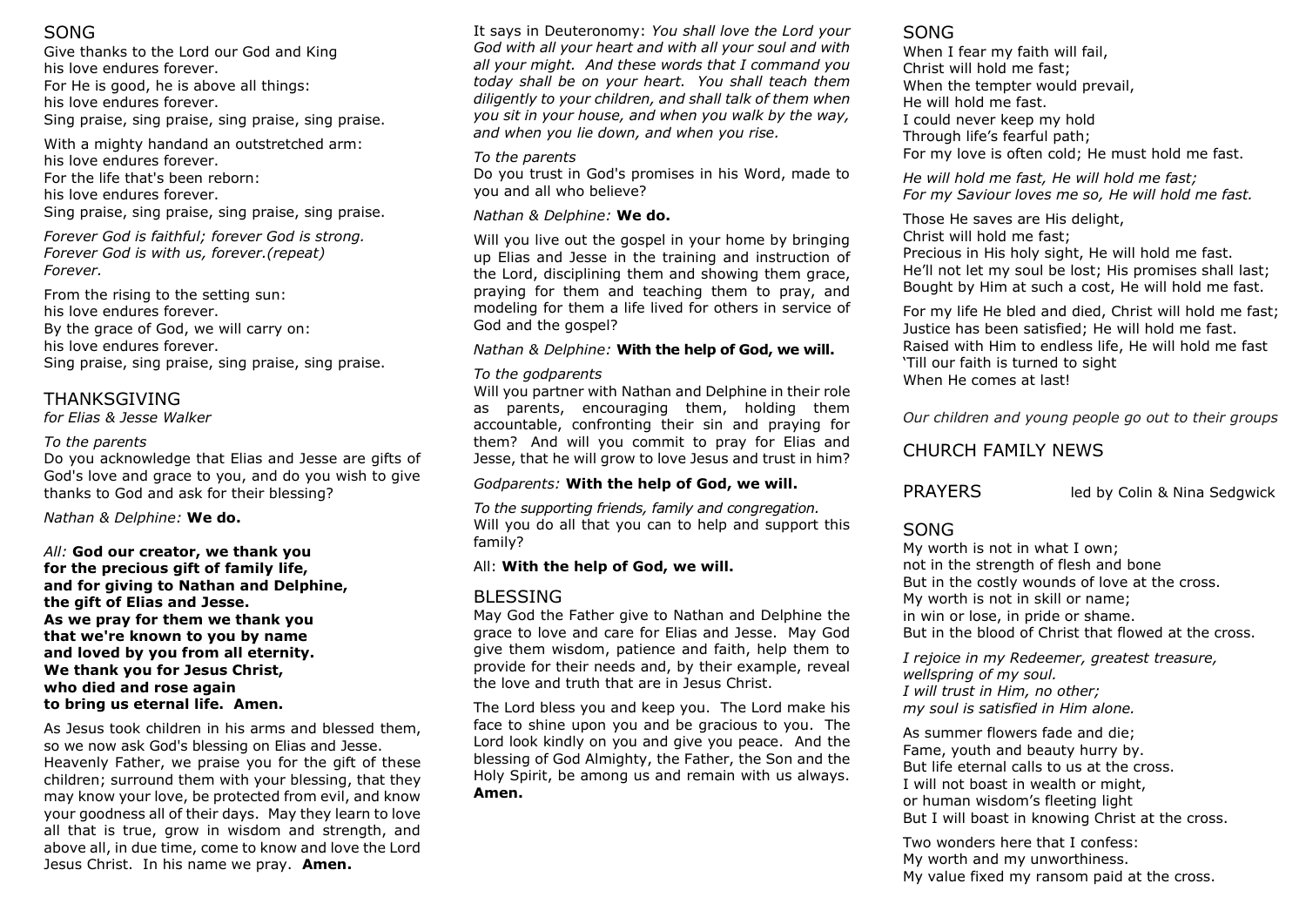## SONG

Give thanks to the Lord our God and King
his love endures forever.
For He is good, he is above all things:
his love endures forever.
Sing praise, sing praise, sing praise, sing praise.

With a mighty handand an outstretched arm:
his love endures forever.
For the life that's been reborn:
his love endures forever.
Sing praise, sing praise, sing praise, sing praise.

*Forever God is faithful; forever God is strong.*
*Forever God is with us, forever.(repeat)*
*Forever.*

From the rising to the setting sun:
his love endures forever.
By the grace of God, we will carry on:
his love endures forever.
Sing praise, sing praise, sing praise, sing praise.

## THANKSGIVING

*for Elias & Jesse Walker*

*To the parents*
Do you acknowledge that Elias and Jesse are gifts of God's love and grace to you, and do you wish to give thanks to God and ask for their blessing?

*Nathan & Delphine:* **We do.**

*All:* **God our creator, we thank you**
**for the precious gift of family life,**
**and for giving to Nathan and Delphine,**
**the gift of Elias and Jesse.**
**As we pray for them we thank you**
**that we're known to you by name**
**and loved by you from all eternity.**
**We thank you for Jesus Christ,**
**who died and rose again**
**to bring us eternal life. Amen.**

As Jesus took children in his arms and blessed them, so we now ask God's blessing on Elias and Jesse.
Heavenly Father, we praise you for the gift of these children; surround them with your blessing, that they may know your love, be protected from evil, and know your goodness all of their days. May they learn to love all that is true, grow in wisdom and strength, and above all, in due time, come to know and love the Lord Jesus Christ. In his name we pray. **Amen.**

It says in Deuteronomy: *You shall love the Lord your God with all your heart and with all your soul and with all your might. And these words that I command you today shall be on your heart. You shall teach them diligently to your children, and shall talk of them when you sit in your house, and when you walk by the way, and when you lie down, and when you rise.*

*To the parents*
Do you trust in God's promises in his Word, made to you and all who believe?

*Nathan & Delphine:* **We do.**

Will you live out the gospel in your home by bringing up Elias and Jesse in the training and instruction of the Lord, disciplining them and showing them grace, praying for them and teaching them to pray, and modeling for them a life lived for others in service of God and the gospel?

*Nathan & Delphine:* **With the help of God, we will.**

*To the godparents*
Will you partner with Nathan and Delphine in their role as parents, encouraging them, holding them accountable, confronting their sin and praying for them? And will you commit to pray for Elias and Jesse, that he will grow to love Jesus and trust in him?

*Godparents:* **With the help of God, we will.**

*To the supporting friends, family and congregation.*
Will you do all that you can to help and support this family?

All: **With the help of God, we will.**

## BLESSING

May God the Father give to Nathan and Delphine the grace to love and care for Elias and Jesse. May God give them wisdom, patience and faith, help them to provide for their needs and, by their example, reveal the love and truth that are in Jesus Christ.

The Lord bless you and keep you. The Lord make his face to shine upon you and be gracious to you. The Lord look kindly on you and give you peace. And the blessing of God Almighty, the Father, the Son and the Holy Spirit, be among us and remain with us always. **Amen.**

## SONG

When I fear my faith will fail,
Christ will hold me fast;
When the tempter would prevail,
He will hold me fast.
I could never keep my hold
Through life's fearful path;
For my love is often cold; He must hold me fast.

*He will hold me fast, He will hold me fast;*
*For my Saviour loves me so, He will hold me fast.*

Those He saves are His delight,
Christ will hold me fast;
Precious in His holy sight, He will hold me fast.
He'll not let my soul be lost; His promises shall last;
Bought by Him at such a cost, He will hold me fast.

For my life He bled and died, Christ will hold me fast;
Justice has been satisfied; He will hold me fast.
Raised with Him to endless life, He will hold me fast
'Till our faith is turned to sight
When He comes at last!

*Our children and young people go out to their groups*

## CHURCH FAMILY NEWS

## PRAYERS

led by Colin & Nina Sedgwick

## SONG

My worth is not in what I own;
not in the strength of flesh and bone
But in the costly wounds of love at the cross.
My worth is not in skill or name;
in win or lose, in pride or shame.
But in the blood of Christ that flowed at the cross.

*I rejoice in my Redeemer, greatest treasure,*
*wellspring of my soul.*
*I will trust in Him, no other;*
*my soul is satisfied in Him alone.*

As summer flowers fade and die;
Fame, youth and beauty hurry by.
But life eternal calls to us at the cross.
I will not boast in wealth or might,
or human wisdom's fleeting light
But I will boast in knowing Christ at the cross.

Two wonders here that I confess:
My worth and my unworthiness.
My value fixed my ransom paid at the cross.